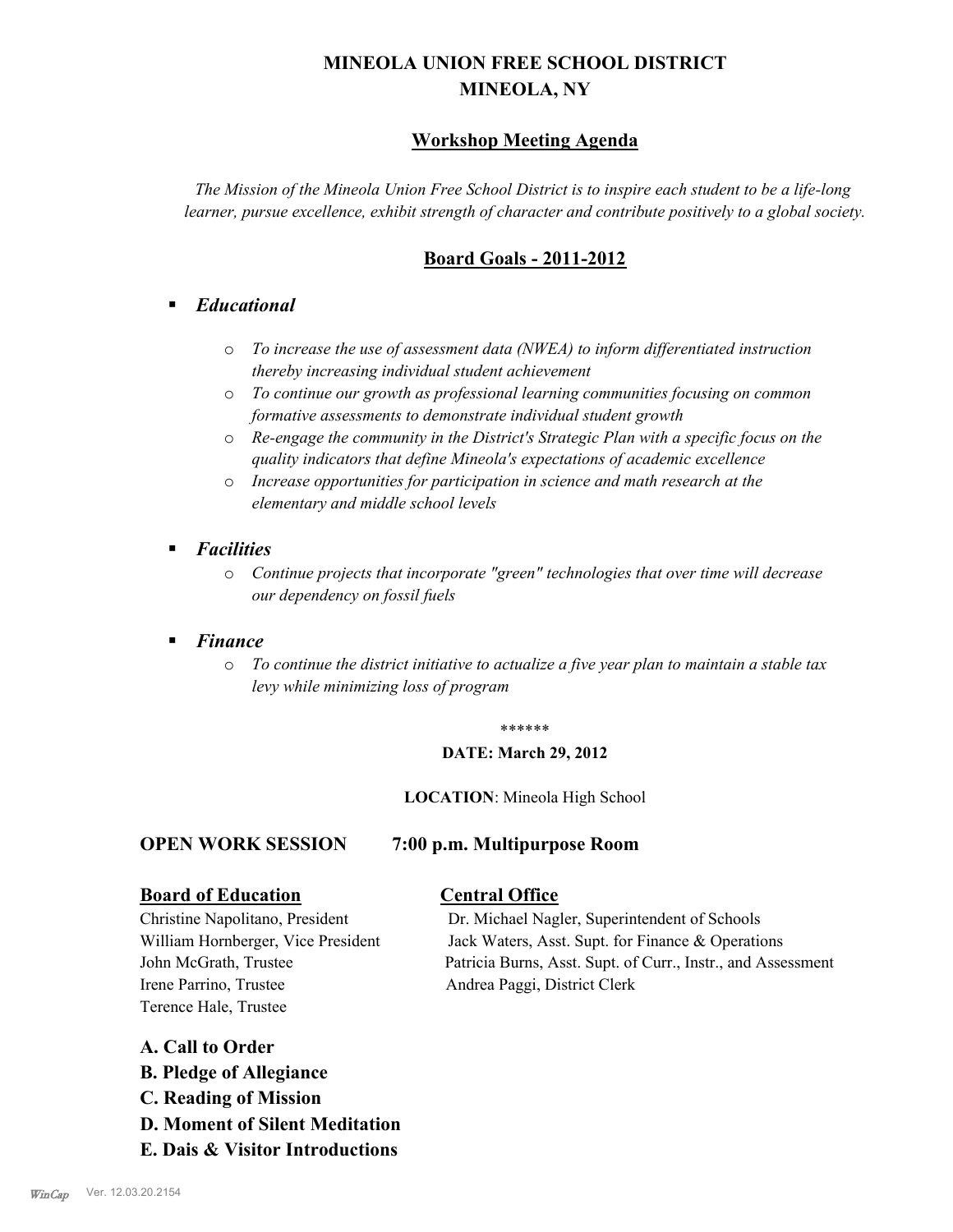# MINEOLA UNION FREE SCHOOL DISTRICT
# MINEOLA, NY

## Workshop Meeting Agenda

*The Mission of the Mineola Union Free School District is to inspire each student to be a life-long learner, pursue excellence, exhibit strength of character and contribute positively to a global society.*

## Board Goals - 2011-2012

- ***Educational***
  - *To increase the use of assessment data (NWEA) to inform differentiated instruction thereby increasing individual student achievement*
  - *To continue our growth as professional learning communities focusing on common formative assessments to demonstrate individual student growth*
  - *Re-engage the community in the District's Strategic Plan with a specific focus on the quality indicators that define Mineola's expectations of academic excellence*
  - *Increase opportunities for participation in science and math research at the elementary and middle school levels*
- ***Facilities***
  - *Continue projects that incorporate "green" technologies that over time will decrease our dependency on fossil fuels*
- ***Finance***
  - *To continue the district initiative to actualize a five year plan to maintain a stable tax levy while minimizing loss of program*

******

**DATE: March 29, 2012**

**LOCATION**: Mineola High School

**OPEN WORK SESSION 7:00 p.m. Multipurpose Room**

**Board of Education**

Christine Napolitano, President
William Hornberger, Vice President
John McGrath, Trustee
Irene Parrino, Trustee
Terence Hale, Trustee

**Central Office**

Dr. Michael Nagler, Superintendent of Schools
Jack Waters, Asst. Supt. for Finance & Operations
Patricia Burns, Asst. Supt. of Curr., Instr., and Assessment
Andrea Paggi, District Clerk

**A. Call to Order**
**B. Pledge of Allegiance**
**C. Reading of Mission**
**D. Moment of Silent Meditation**
**E. Dais & Visitor Introductions**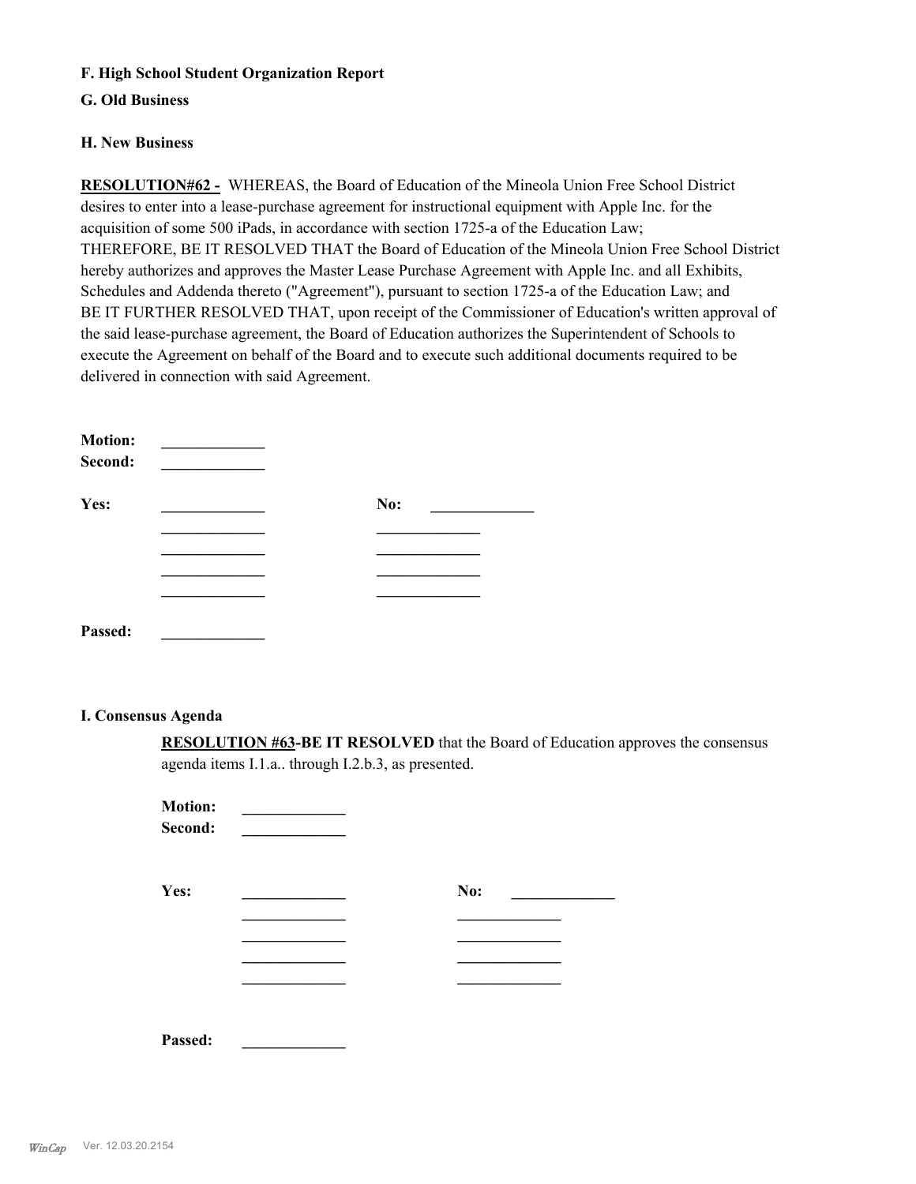**F. High School Student Organization Report**

**G. Old Business**

**H. New Business**

**RESOLUTION#62 -** WHEREAS, the Board of Education of the Mineola Union Free School District desires to enter into a lease-purchase agreement for instructional equipment with Apple Inc. for the acquisition of some 500 iPads, in accordance with section 1725-a of the Education Law;
THEREFORE, BE IT RESOLVED THAT the Board of Education of the Mineola Union Free School District hereby authorizes and approves the Master Lease Purchase Agreement with Apple Inc. and all Exhibits, Schedules and Addenda thereto ("Agreement"), pursuant to section 1725-a of the Education Law; and
BE IT FURTHER RESOLVED THAT, upon receipt of the Commissioner of Education's written approval of the said lease-purchase agreement, the Board of Education authorizes the Superintendent of Schools to execute the Agreement on behalf of the Board and to execute such additional documents required to be delivered in connection with said Agreement.

**Motion:** _____________
**Second:** _____________

| **Yes:** | _____________ | **No:** | _____________ |
|---|---|---|---|
| | _____________ | | _____________ |
| | _____________ | | _____________ |
| | _____________ | | _____________ |
| | _____________ | | _____________ |

**Passed:** _____________

**I. Consensus Agenda**

**RESOLUTION #63-BE IT RESOLVED** that the Board of Education approves the consensus agenda items I.1.a.. through I.2.b.3, as presented.

**Motion:** _____________
**Second:** _____________

| **Yes:** | _____________ | **No:** | _____________ |
|---|---|---|---|
| | _____________ | | _____________ |
| | _____________ | | _____________ |
| | _____________ | | _____________ |
| | _____________ | | _____________ |

**Passed:** _____________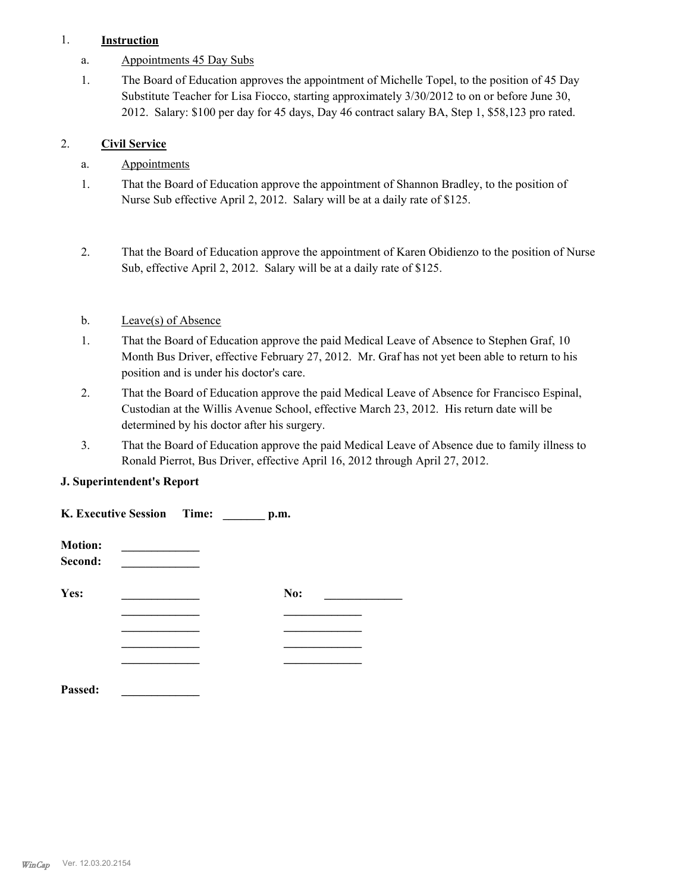1. **Instruction**

   a. Appointments 45 Day Subs

   1. The Board of Education approves the appointment of Michelle Topel, to the position of 45 Day Substitute Teacher for Lisa Fiocco, starting approximately 3/30/2012 to on or before June 30, 2012. Salary: $100 per day for 45 days, Day 46 contract salary BA, Step 1, $58,123 pro rated.

2. **Civil Service**

   a. Appointments

   1. That the Board of Education approve the appointment of Shannon Bradley, to the position of Nurse Sub effective April 2, 2012. Salary will be at a daily rate of $125.

   2. That the Board of Education approve the appointment of Karen Obidienzo to the position of Nurse Sub, effective April 2, 2012. Salary will be at a daily rate of $125.

   b. Leave(s) of Absence

   1. That the Board of Education approve the paid Medical Leave of Absence to Stephen Graf, 10 Month Bus Driver, effective February 27, 2012. Mr. Graf has not yet been able to return to his position and is under his doctor's care.

   2. That the Board of Education approve the paid Medical Leave of Absence for Francisco Espinal, Custodian at the Willis Avenue School, effective March 23, 2012. His return date will be determined by his doctor after his surgery.

   3. That the Board of Education approve the paid Medical Leave of Absence due to family illness to Ronald Pierrot, Bus Driver, effective April 16, 2012 through April 27, 2012.

**J. Superintendent's Report**

**K. Executive Session** **Time: _______ p.m.**

**Motion:** _____________
**Second:** _____________

| **Yes:** | _____________ | **No:** | _____________ |
|---|---|---|---|
| | _____________ | | _____________ |
| | _____________ | | _____________ |
| | _____________ | | _____________ |
| | _____________ | | _____________ |

**Passed:** _____________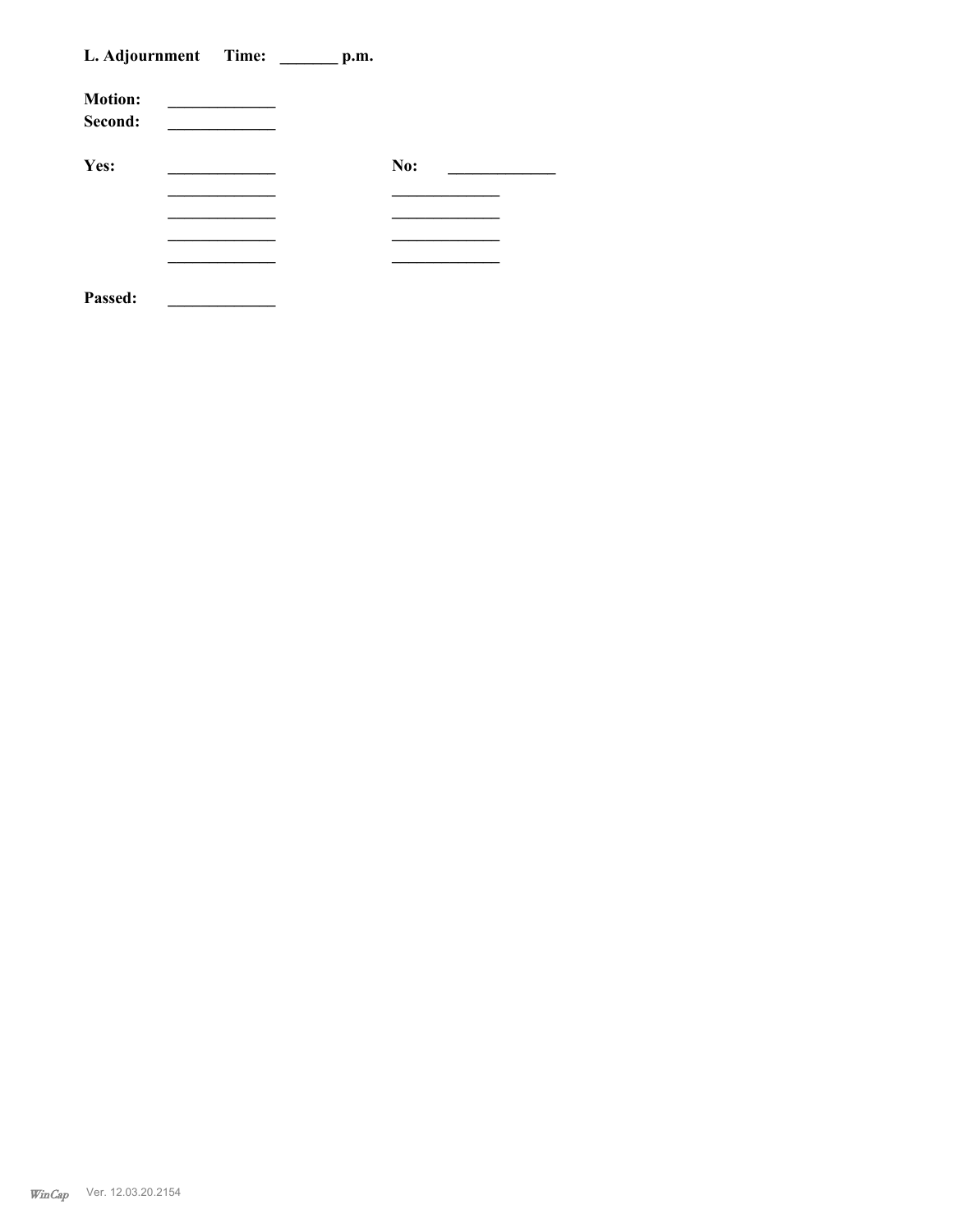**L. Adjournment Time: _______ p.m.**

**Motion:** _____________
**Second:** _____________

| | | | |
|---|---|---|---|
| **Yes:** | _____________ | **No:** | _____________ |
| | _____________ | | _____________ |
| | _____________ | | _____________ |
| | _____________ | | _____________ |
| | _____________ | | _____________ |

**Passed:** _____________